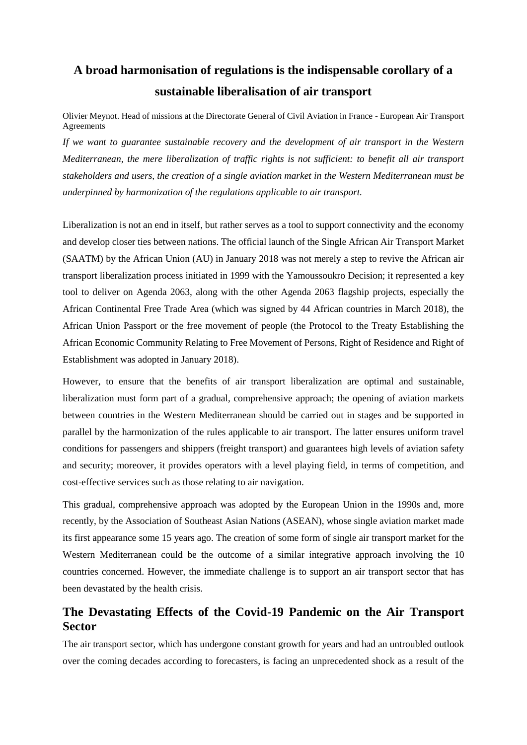# A broad harmonisation of regulations is the indispensable corollary of a sustainable liberalisation of air transport

Olivier Meynot. Head of missions at the Directorate General of Civil Aviation in France - European Air Transport Agreements

*If we want to guarantee sustainable recovery and the development of air transport in the Western Mediterranean, the mere liberalization of traffic rights is not sufficient: to benefit all air transport stakeholders and users, the creation of a single aviation market in the Western Mediterranean must be underpinned by harmonization of the regulations applicable to air transport.*

Liberalization is not an end in itself, but rather serves as a tool to support connectivity and the economy and develop closer ties between nations. The official launch of the Single African Air Transport Market (SAATM) by the African Union (AU) in January 2018 was not merely a step to revive the African air transport liberalization process initiated in 1999 with the Yamoussoukro Decision; it represented a key tool to deliver on Agenda 2063, along with the other Agenda 2063 flagship projects, especially the African Continental Free Trade Area (which was signed by 44 African countries in March 2018), the African Union Passport or the free movement of people (the Protocol to the Treaty Establishing the African Economic Community Relating to Free Movement of Persons, Right of Residence and Right of Establishment was adopted in January 2018).

However, to ensure that the benefits of air transport liberalization are optimal and sustainable, liberalization must form part of a gradual, comprehensive approach; the opening of aviation markets between countries in the Western Mediterranean should be carried out in stages and be supported in parallel by the harmonization of the rules applicable to air transport. The latter ensures uniform travel conditions for passengers and shippers (freight transport) and guarantees high levels of aviation safety and security; moreover, it provides operators with a level playing field, in terms of competition, and cost-effective services such as those relating to air navigation.

This gradual, comprehensive approach was adopted by the European Union in the 1990s and, more recently, by the Association of Southeast Asian Nations (ASEAN), whose single aviation market made its first appearance some 15 years ago. The creation of some form of single air transport market for the Western Mediterranean could be the outcome of a similar integrative approach involving the 10 countries concerned. However, the immediate challenge is to support an air transport sector that has been devastated by the health crisis.

## The Devastating Effects of the Covid-19 Pandemic on the Air Transport Sector

The air transport sector, which has undergone constant growth for years and had an untroubled outlook over the coming decades according to forecasters, is facing an unprecedented shock as a result of the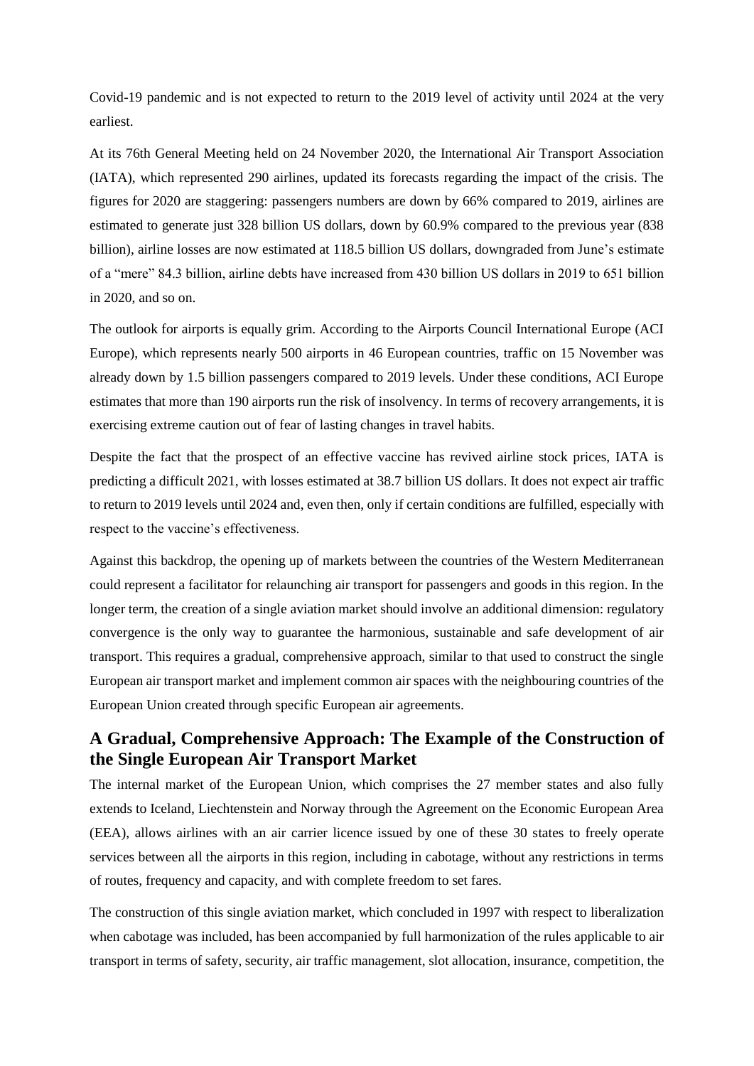Covid-19 pandemic and is not expected to return to the 2019 level of activity until 2024 at the very earliest.

At its 76th General Meeting held on 24 November 2020, the International Air Transport Association (IATA), which represented 290 airlines, updated its forecasts regarding the impact of the crisis. The figures for 2020 are staggering: passengers numbers are down by 66% compared to 2019, airlines are estimated to generate just 328 billion US dollars, down by 60.9% compared to the previous year (838 billion), airline losses are now estimated at 118.5 billion US dollars, downgraded from June's estimate of a "mere" 84.3 billion, airline debts have increased from 430 billion US dollars in 2019 to 651 billion in 2020, and so on.

The outlook for airports is equally grim. According to the Airports Council International Europe (ACI Europe), which represents nearly 500 airports in 46 European countries, traffic on 15 November was already down by 1.5 billion passengers compared to 2019 levels. Under these conditions, ACI Europe estimates that more than 190 airports run the risk of insolvency. In terms of recovery arrangements, it is exercising extreme caution out of fear of lasting changes in travel habits.

Despite the fact that the prospect of an effective vaccine has revived airline stock prices, IATA is predicting a difficult 2021, with losses estimated at 38.7 billion US dollars. It does not expect air traffic to return to 2019 levels until 2024 and, even then, only if certain conditions are fulfilled, especially with respect to the vaccine's effectiveness.

Against this backdrop, the opening up of markets between the countries of the Western Mediterranean could represent a facilitator for relaunching air transport for passengers and goods in this region. In the longer term, the creation of a single aviation market should involve an additional dimension: regulatory convergence is the only way to guarantee the harmonious, sustainable and safe development of air transport. This requires a gradual, comprehensive approach, similar to that used to construct the single European air transport market and implement common air spaces with the neighbouring countries of the European Union created through specific European air agreements.

## A Gradual, Comprehensive Approach: The Example of the Construction of the Single European Air Transport Market

The internal market of the European Union, which comprises the 27 member states and also fully extends to Iceland, Liechtenstein and Norway through the Agreement on the Economic European Area (EEA), allows airlines with an air carrier licence issued by one of these 30 states to freely operate services between all the airports in this region, including in cabotage, without any restrictions in terms of routes, frequency and capacity, and with complete freedom to set fares.

The construction of this single aviation market, which concluded in 1997 with respect to liberalization when cabotage was included, has been accompanied by full harmonization of the rules applicable to air transport in terms of safety, security, air traffic management, slot allocation, insurance, competition, the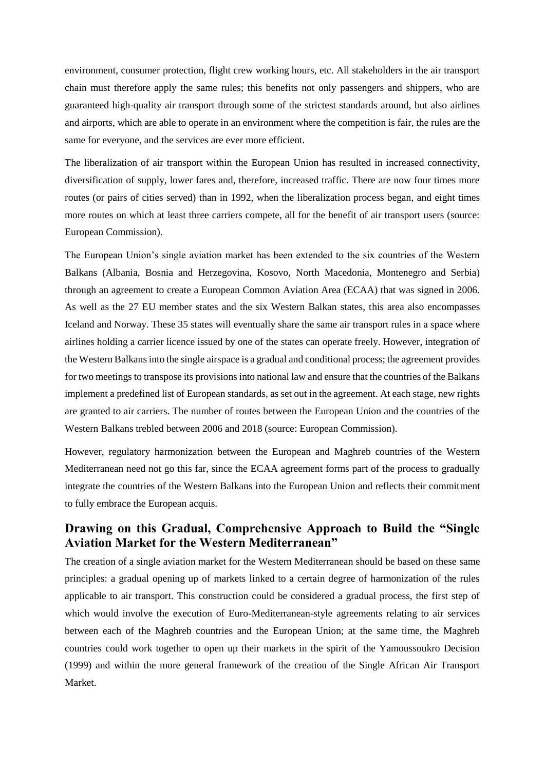environment, consumer protection, flight crew working hours, etc. All stakeholders in the air transport chain must therefore apply the same rules; this benefits not only passengers and shippers, who are guaranteed high-quality air transport through some of the strictest standards around, but also airlines and airports, which are able to operate in an environment where the competition is fair, the rules are the same for everyone, and the services are ever more efficient.

The liberalization of air transport within the European Union has resulted in increased connectivity, diversification of supply, lower fares and, therefore, increased traffic. There are now four times more routes (or pairs of cities served) than in 1992, when the liberalization process began, and eight times more routes on which at least three carriers compete, all for the benefit of air transport users (source: European Commission).

The European Union's single aviation market has been extended to the six countries of the Western Balkans (Albania, Bosnia and Herzegovina, Kosovo, North Macedonia, Montenegro and Serbia) through an agreement to create a European Common Aviation Area (ECAA) that was signed in 2006. As well as the 27 EU member states and the six Western Balkan states, this area also encompasses Iceland and Norway. These 35 states will eventually share the same air transport rules in a space where airlines holding a carrier licence issued by one of the states can operate freely. However, integration of the Western Balkans into the single airspace is a gradual and conditional process; the agreement provides for two meetings to transpose its provisions into national law and ensure that the countries of the Balkans implement a predefined list of European standards, as set out in the agreement. At each stage, new rights are granted to air carriers. The number of routes between the European Union and the countries of the Western Balkans trebled between 2006 and 2018 (source: European Commission).

However, regulatory harmonization between the European and Maghreb countries of the Western Mediterranean need not go this far, since the ECAA agreement forms part of the process to gradually integrate the countries of the Western Balkans into the European Union and reflects their commitment to fully embrace the European acquis.

## Drawing on this Gradual, Comprehensive Approach to Build the "Single Aviation Market for the Western Mediterranean"

The creation of a single aviation market for the Western Mediterranean should be based on these same principles: a gradual opening up of markets linked to a certain degree of harmonization of the rules applicable to air transport. This construction could be considered a gradual process, the first step of which would involve the execution of Euro-Mediterranean-style agreements relating to air services between each of the Maghreb countries and the European Union; at the same time, the Maghreb countries could work together to open up their markets in the spirit of the Yamoussoukro Decision (1999) and within the more general framework of the creation of the Single African Air Transport Market.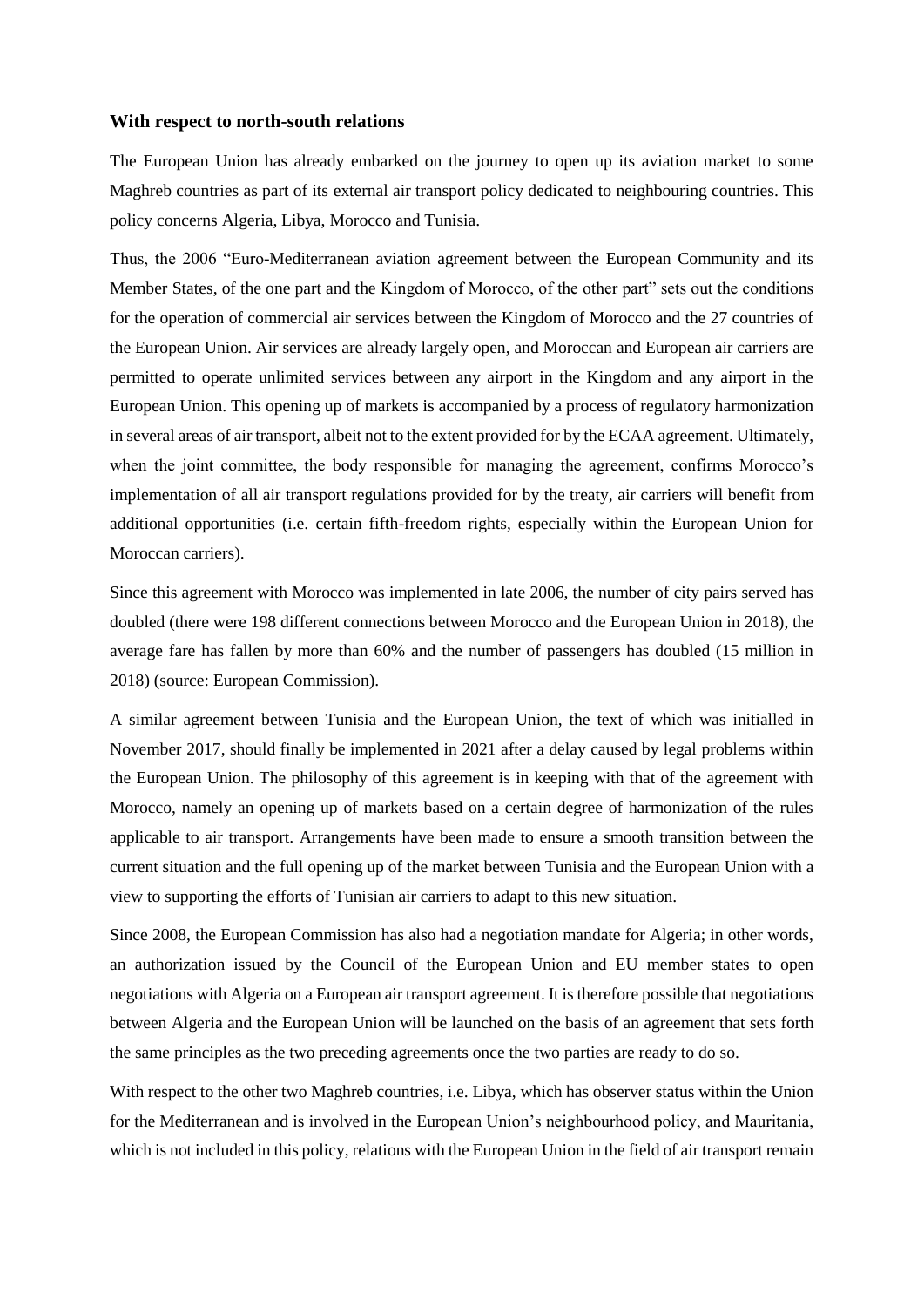### With respect to north-south relations

The European Union has already embarked on the journey to open up its aviation market to some Maghreb countries as part of its external air transport policy dedicated to neighbouring countries. This policy concerns Algeria, Libya, Morocco and Tunisia.

Thus, the 2006 "Euro-Mediterranean aviation agreement between the European Community and its Member States, of the one part and the Kingdom of Morocco, of the other part" sets out the conditions for the operation of commercial air services between the Kingdom of Morocco and the 27 countries of the European Union. Air services are already largely open, and Moroccan and European air carriers are permitted to operate unlimited services between any airport in the Kingdom and any airport in the European Union. This opening up of markets is accompanied by a process of regulatory harmonization in several areas of air transport, albeit not to the extent provided for by the ECAA agreement. Ultimately, when the joint committee, the body responsible for managing the agreement, confirms Morocco's implementation of all air transport regulations provided for by the treaty, air carriers will benefit from additional opportunities (i.e. certain fifth-freedom rights, especially within the European Union for Moroccan carriers).

Since this agreement with Morocco was implemented in late 2006, the number of city pairs served has doubled (there were 198 different connections between Morocco and the European Union in 2018), the average fare has fallen by more than 60% and the number of passengers has doubled (15 million in 2018) (source: European Commission).

A similar agreement between Tunisia and the European Union, the text of which was initialled in November 2017, should finally be implemented in 2021 after a delay caused by legal problems within the European Union. The philosophy of this agreement is in keeping with that of the agreement with Morocco, namely an opening up of markets based on a certain degree of harmonization of the rules applicable to air transport. Arrangements have been made to ensure a smooth transition between the current situation and the full opening up of the market between Tunisia and the European Union with a view to supporting the efforts of Tunisian air carriers to adapt to this new situation.

Since 2008, the European Commission has also had a negotiation mandate for Algeria; in other words, an authorization issued by the Council of the European Union and EU member states to open negotiations with Algeria on a European air transport agreement. It is therefore possible that negotiations between Algeria and the European Union will be launched on the basis of an agreement that sets forth the same principles as the two preceding agreements once the two parties are ready to do so.

With respect to the other two Maghreb countries, i.e. Libya, which has observer status within the Union for the Mediterranean and is involved in the European Union's neighbourhood policy, and Mauritania, which is not included in this policy, relations with the European Union in the field of air transport remain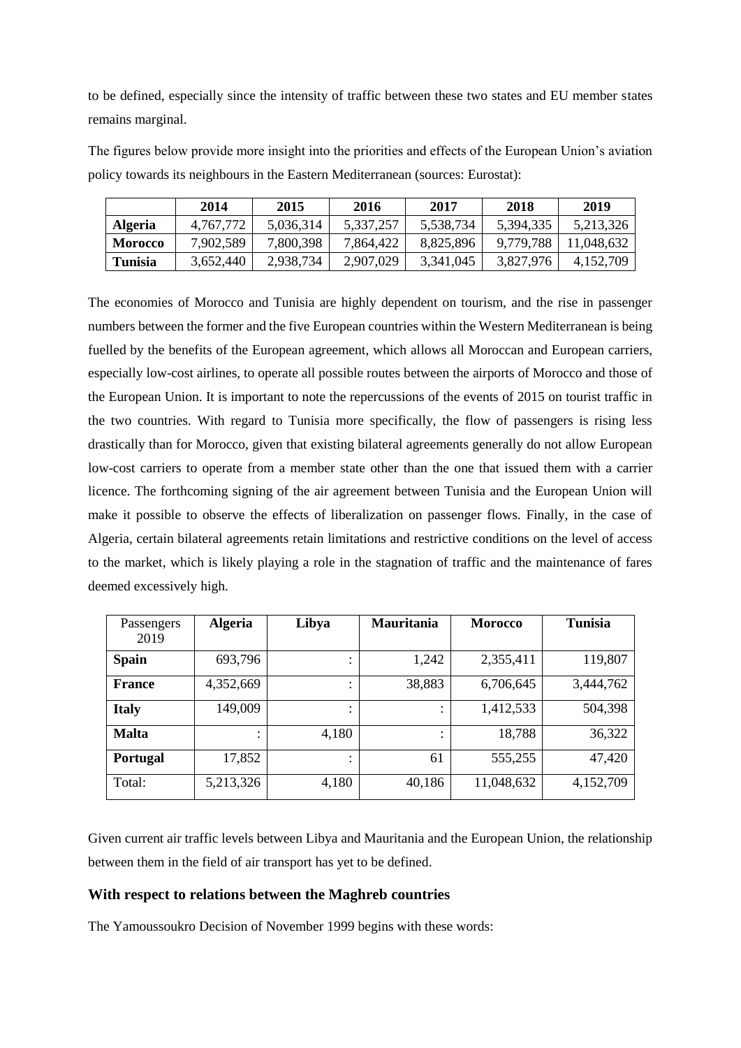to be defined, especially since the intensity of traffic between these two states and EU member states remains marginal.

The figures below provide more insight into the priorities and effects of the European Union's aviation policy towards its neighbours in the Eastern Mediterranean (sources: Eurostat):

| | 2014 | 2015 | 2016 | 2017 | 2018 | 2019 |
|---|---|---|---|---|---|---|
| **Algeria** | 4,767,772 | 5,036,314 | 5,337,257 | 5,538,734 | 5,394,335 | 5,213,326 |
| **Morocco** | 7,902,589 | 7,800,398 | 7,864,422 | 8,825,896 | 9,779,788 | 11,048,632 |
| **Tunisia** | 3,652,440 | 2,938,734 | 2,907,029 | 3,341,045 | 3,827,976 | 4,152,709 |

The economies of Morocco and Tunisia are highly dependent on tourism, and the rise in passenger numbers between the former and the five European countries within the Western Mediterranean is being fuelled by the benefits of the European agreement, which allows all Moroccan and European carriers, especially low-cost airlines, to operate all possible routes between the airports of Morocco and those of the European Union. It is important to note the repercussions of the events of 2015 on tourist traffic in the two countries. With regard to Tunisia more specifically, the flow of passengers is rising less drastically than for Morocco, given that existing bilateral agreements generally do not allow European low-cost carriers to operate from a member state other than the one that issued them with a carrier licence. The forthcoming signing of the air agreement between Tunisia and the European Union will make it possible to observe the effects of liberalization on passenger flows. Finally, in the case of Algeria, certain bilateral agreements retain limitations and restrictive conditions on the level of access to the market, which is likely playing a role in the stagnation of traffic and the maintenance of fares deemed excessively high.

| Passengers 2019 | **Algeria** | **Libya** | **Mauritania** | **Morocco** | **Tunisia** |
|---|---|---|---|---|---|
| **Spain** | 693,796 | : | 1,242 | 2,355,411 | 119,807 |
| **France** | 4,352,669 | : | 38,883 | 6,706,645 | 3,444,762 |
| **Italy** | 149,009 | : | : | 1,412,533 | 504,398 |
| **Malta** | : | 4,180 | : | 18,788 | 36,322 |
| **Portugal** | 17,852 | : | 61 | 555,255 | 47,420 |
| Total: | 5,213,326 | 4,180 | 40,186 | 11,048,632 | 4,152,709 |

Given current air traffic levels between Libya and Mauritania and the European Union, the relationship between them in the field of air transport has yet to be defined.

### With respect to relations between the Maghreb countries

The Yamoussoukro Decision of November 1999 begins with these words: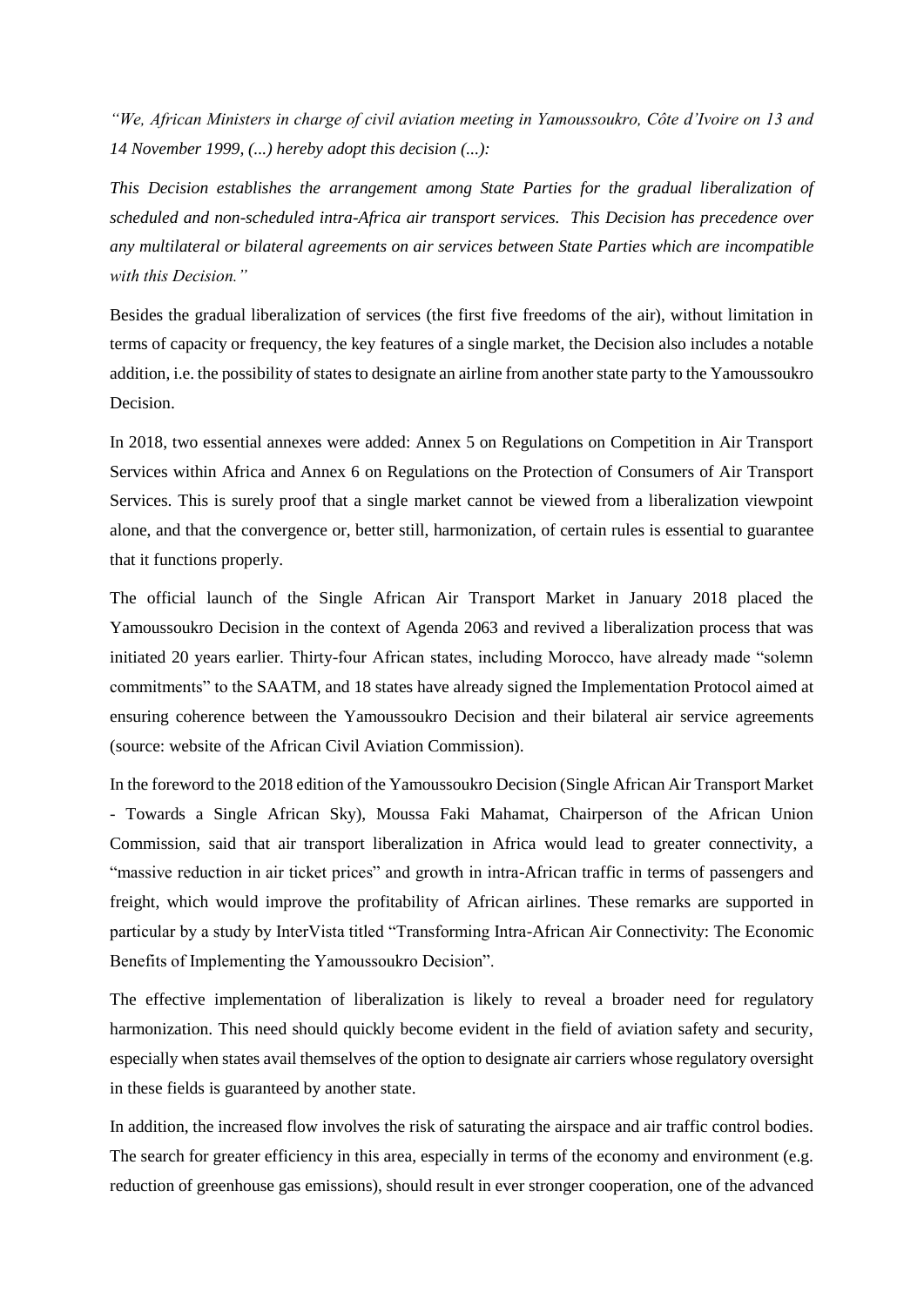*"We, African Ministers in charge of civil aviation meeting in Yamoussoukro, Côte d'Ivoire on 13 and 14 November 1999, (...) hereby adopt this decision (...):*

*This Decision establishes the arrangement among State Parties for the gradual liberalization of scheduled and non-scheduled intra-Africa air transport services. This Decision has precedence over any multilateral or bilateral agreements on air services between State Parties which are incompatible with this Decision."*

Besides the gradual liberalization of services (the first five freedoms of the air), without limitation in terms of capacity or frequency, the key features of a single market, the Decision also includes a notable addition, i.e. the possibility of states to designate an airline from another state party to the Yamoussoukro Decision.

In 2018, two essential annexes were added: Annex 5 on Regulations on Competition in Air Transport Services within Africa and Annex 6 on Regulations on the Protection of Consumers of Air Transport Services. This is surely proof that a single market cannot be viewed from a liberalization viewpoint alone, and that the convergence or, better still, harmonization, of certain rules is essential to guarantee that it functions properly.

The official launch of the Single African Air Transport Market in January 2018 placed the Yamoussoukro Decision in the context of Agenda 2063 and revived a liberalization process that was initiated 20 years earlier. Thirty-four African states, including Morocco, have already made "solemn commitments" to the SAATM, and 18 states have already signed the Implementation Protocol aimed at ensuring coherence between the Yamoussoukro Decision and their bilateral air service agreements (source: website of the African Civil Aviation Commission).

In the foreword to the 2018 edition of the Yamoussoukro Decision (Single African Air Transport Market - Towards a Single African Sky), Moussa Faki Mahamat, Chairperson of the African Union Commission, said that air transport liberalization in Africa would lead to greater connectivity, a "massive reduction in air ticket prices" and growth in intra-African traffic in terms of passengers and freight, which would improve the profitability of African airlines. These remarks are supported in particular by a study by InterVista titled "Transforming Intra-African Air Connectivity: The Economic Benefits of Implementing the Yamoussoukro Decision".

The effective implementation of liberalization is likely to reveal a broader need for regulatory harmonization. This need should quickly become evident in the field of aviation safety and security, especially when states avail themselves of the option to designate air carriers whose regulatory oversight in these fields is guaranteed by another state.

In addition, the increased flow involves the risk of saturating the airspace and air traffic control bodies. The search for greater efficiency in this area, especially in terms of the economy and environment (e.g. reduction of greenhouse gas emissions), should result in ever stronger cooperation, one of the advanced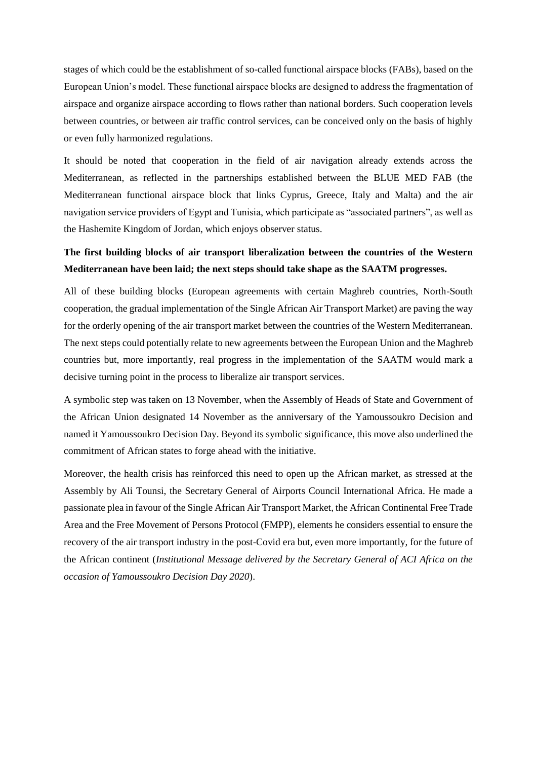stages of which could be the establishment of so-called functional airspace blocks (FABs), based on the European Union's model. These functional airspace blocks are designed to address the fragmentation of airspace and organize airspace according to flows rather than national borders. Such cooperation levels between countries, or between air traffic control services, can be conceived only on the basis of highly or even fully harmonized regulations.

It should be noted that cooperation in the field of air navigation already extends across the Mediterranean, as reflected in the partnerships established between the BLUE MED FAB (the Mediterranean functional airspace block that links Cyprus, Greece, Italy and Malta) and the air navigation service providers of Egypt and Tunisia, which participate as "associated partners", as well as the Hashemite Kingdom of Jordan, which enjoys observer status.

**The first building blocks of air transport liberalization between the countries of the Western Mediterranean have been laid; the next steps should take shape as the SAATM progresses.**

All of these building blocks (European agreements with certain Maghreb countries, North-South cooperation, the gradual implementation of the Single African Air Transport Market) are paving the way for the orderly opening of the air transport market between the countries of the Western Mediterranean. The next steps could potentially relate to new agreements between the European Union and the Maghreb countries but, more importantly, real progress in the implementation of the SAATM would mark a decisive turning point in the process to liberalize air transport services.

A symbolic step was taken on 13 November, when the Assembly of Heads of State and Government of the African Union designated 14 November as the anniversary of the Yamoussoukro Decision and named it Yamoussoukro Decision Day. Beyond its symbolic significance, this move also underlined the commitment of African states to forge ahead with the initiative.

Moreover, the health crisis has reinforced this need to open up the African market, as stressed at the Assembly by Ali Tounsi, the Secretary General of Airports Council International Africa. He made a passionate plea in favour of the Single African Air Transport Market, the African Continental Free Trade Area and the Free Movement of Persons Protocol (FMPP), elements he considers essential to ensure the recovery of the air transport industry in the post-Covid era but, even more importantly, for the future of the African continent (*Institutional Message delivered by the Secretary General of ACI Africa on the occasion of Yamoussoukro Decision Day 2020*).